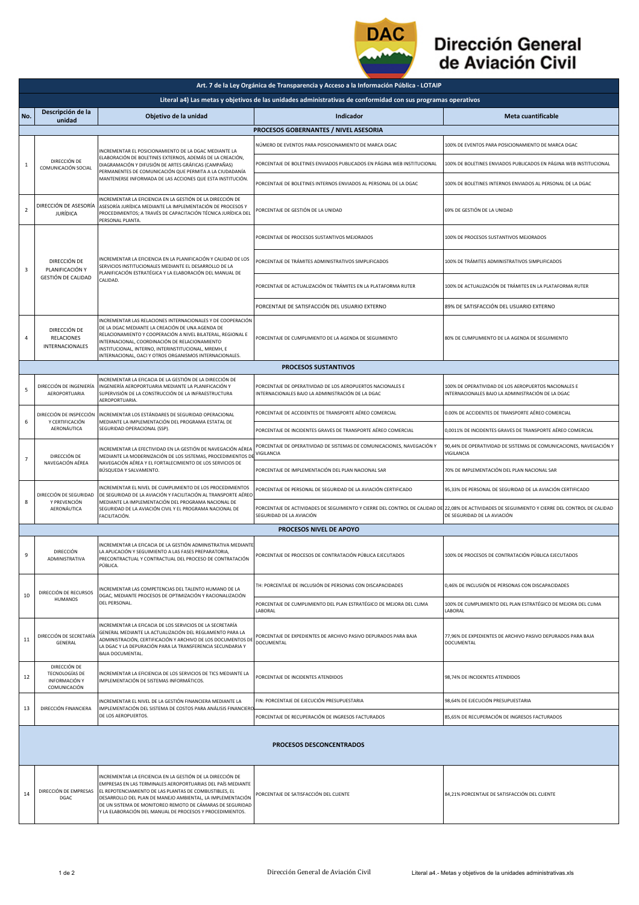**Dirección General de Aviación Civil**

| Art. 7 de la Ley Orgánica de Transparencia y Acceso a la Información Pública - LOTAIP | | | | |
|---|---|---|---|---|
| **Literal a4) Las metas y objetivos de las unidades administrativas de conformidad con sus programas operativos** | | | | |
| **No.** | **Descripción de la unidad** | **Objetivo de la unidad** | **Indicador** | **Meta cuantificable** |
| **PROCESOS GOBERNANTES / NIVEL ASESORIA** | | | | |
| 1 | DIRECCIÓN DE COMUNICACIÓN SOCIAL | INCREMENTAR EL POSICIONAMIENTO DE LA DGAC MEDIANTE LA ELABORACIÓN DE BOLETINES EXTERNOS, ADEMÁS DE LA CREACIÓN, DIAGRAMACIÓN Y DIFUSIÓN DE ARTES GRÁFICAS (CAMPAÑAS) PERMANENTES DE COMUNICACIÓN QUE PERMITA A LA CIUDADANÍA MANTENERSE INFORMADA DE LAS ACCIONES QUE ESTA INSTITUCIÓN. | NÚMERO DE EVENTOS PARA POSICIONAMIENTO DE MARCA DGAC | 100% DE EVENTOS PARA POSICIONAMIENTO DE MARCA DGAC |
| | | | PORCENTAJE DE BOLETINES ENVIADOS PUBLICADOS EN PÁGINA WEB INSTITUCIONAL | 100% DE BOLETINES ENVIADOS PUBLICADOS EN PÁGINA WEB INSTITUCIONAL |
| | | | PORCENTAJE DE BOLETINES INTERNOS ENVIADOS AL PERSONAL DE LA DGAC | 100% DE BOLETINES INTERNOS ENVIADOS AL PERSONAL DE LA DGAC |
| 2 | DIRECCIÓN DE ASESORÍA JURÍDICA | INCREMENTAR LA EFICIENCIA EN LA GESTIÓN DE LA DIRECCIÓN DE ASESORÍA JURÍDICA MEDIANTE LA IMPLEMENTACIÓN DE PROCESOS Y PROCEDIMIENTOS; A TRAVÉS DE CAPACITACIÓN TÉCNICA JURÍDICA DEL PERSONAL PLANTA. | PORCENTAJE DE GESTIÓN DE LA UNIDAD | 69% DE GESTIÓN DE LA UNIDAD |
| 3 | DIRECCIÓN DE PLANIFICACIÓN Y GESTIÓN DE CALIDAD | INCREMENTAR LA EFICIENCIA EN LA PLANIFICACIÓN Y CALIDAD DE LOS SERVICIOS INSTITUCIONALES MEDIANTE EL DESARROLLO DE LA PLANIFICACIÓN ESTRATÉGICA Y LA ELABORACIÓN DEL MANUAL DE CALIDAD. | PORCENTAJE DE PROCESOS SUSTANTIVOS MEJORADOS | 100% DE PROCESOS SUSTANTIVOS MEJORADOS |
| | | | PORCENTAJE DE TRÁMITES ADMINISTRATIVOS SIMPLIFICADOS | 100% DE TRÁMITES ADMINISTRATIVOS SIMPLIFICADOS |
| | | | PORCENTAJE DE ACTUALIZACIÓN DE TRÁMITES EN LA PLATAFORMA RUTER | 100% DE ACTUALIZACIÓN DE TRÁMITES EN LA PLATAFORMA RUTER |
| | | | PORCENTAJE DE SATISFACCIÓN DEL USUARIO EXTERNO | 89% DE SATISFACCIÓN DEL USUARIO EXTERNO |
| 4 | DIRECCIÓN DE RELACIONES INTERNACIONALES | INCREMENTAR LAS RELACIONES INTERNACIONALES Y DE COOPERACIÓN DE LA DGAC MEDIANTE LA CREACIÓN DE UNA AGENDA DE RELACIONAMIENTO Y COOPERACIÓN A NIVEL BILATERAL, REGIONAL E INTERNACIONAL, COORDINACIÓN DE RELACIONAMIENTO INSTITUCIONAL, INTERNO, INTERINSTITUCIONAL, MREMH, E INTERNACIONAL, OACI Y OTROS ORGANISMOS INTERNACIONALES. | PORCENTAJE DE CUMPLIMIENTO DE LA AGENDA DE SEGUIMIENTO | 80% DE CUMPLIMIENTO DE LA AGENDA DE SEGUIMIENTO |
| **PROCESOS SUSTANTIVOS** | | | | |
| 5 | DIRECCIÓN DE INGENIERÍA AEROPORTUARIA | INCREMENTAR LA EFICACIA DE LA GESTIÓN DE LA DIRECCIÓN DE INGENIERÍA AEROPORTUARIA MEDIANTE LA PLANIFICACIÓN Y SUPERVISIÓN DE LA CONSTRUCCIÓN DE LA INFRAESTRUCTURA AEROPORTUARIA. | PORCENTAJE DE OPERATIVIDAD DE LOS AEROPUERTOS NACIONALES E INTERNACIONALES BAJO LA ADMINISTRACIÓN DE LA DGAC | 100% DE OPERATIVIDAD DE LOS AEROPUERTOS NACIONALES E INTERNACIONALES BAJO LA ADMINISTRACIÓN DE LA DGAC |
| 6 | DIRECCIÓN DE INSPECCIÓN Y CERTIFICACIÓN AERONÁUTICA | INCREMENTAR LOS ESTÁNDARES DE SEGURIDAD OPERACIONAL MEDIANTE LA IMPLEMENTACIÓN DEL PROGRAMA ESTATAL DE SEGURIDAD OPERACIONAL (SSP). | PORCENTAJE DE ACCIDENTES DE TRANSPORTE AÉREO COMERCIAL | 0.00% DE ACCIDENTES DE TRANSPORTE AÉREO COMERCIAL |
| | | | PORCENTAJE DE INCIDENTES GRAVES DE TRANSPORTE AÉREO COMERCIAL | 0,0011% DE INCIDENTES GRAVES DE TRANSPORTE AÉREO COMERCIAL |
| 7 | DIRECCIÓN DE NAVEGACIÓN AÉREA | INCREMENTAR LA EFECTIVIDAD EN LA GESTIÓN DE NAVEGACIÓN AÉREA MEDIANTE LA MODERNIZACIÓN DE LOS SISTEMAS, PROCEDIMIENTOS DE NAVEGACIÓN AÉREA Y EL FORTALECIMIENTO DE LOS SERVICIOS DE BÚSQUEDA Y SALVAMENTO. | PORCENTAJE DE OPERATIVIDAD DE SISTEMAS DE COMUNICACIONES, NAVEGACIÓN Y VIGILANCIA | 90,44% DE OPERATIVIDAD DE SISTEMAS DE COMUNICACIONES, NAVEGACIÓN Y VIGILANCIA |
| | | | PORCENTAJE DE IMPLEMENTACIÓN DEL PLAN NACIONAL SAR | 70% DE IMPLEMENTACIÓN DEL PLAN NACIONAL SAR |
| 8 | DIRECCIÓN DE SEGURIDAD Y PREVENCIÓN AERONÁUTICA | INCREMENTAR EL NIVEL DE CUMPLIMIENTO DE LOS PROCEDIMIENTOS DE SEGURIDAD DE LA AVIACIÓN Y FACILITACIÓN AL TRANSPORTE AÉREO MEDIANTE LA IMPLEMENTACIÓN DEL PROGRAMA NACIONAL DE SEGURIDAD DE LA AVIACIÓN CIVIL Y EL PROGRAMA NACIONAL DE FACILITACIÓN. | PORCENTAJE DE PERSONAL DE SEGURIDAD DE LA AVIACIÓN CERTIFICADO | 95,33% DE PERSONAL DE SEGURIDAD DE LA AVIACIÓN CERTIFICADO |
| | | | PORCENTAJE DE ACTIVIDADES DE SEGUIMIENTO Y CIERRE DEL CONTROL DE CALIDAD DE SEGURIDAD DE LA AVIACIÓN | 22,08% DE ACTIVIDADES DE SEGUIMIENTO Y CIERRE DEL CONTROL DE CALIDAD DE SEGURIDAD DE LA AVIACIÓN |
| **PROCESOS NIVEL DE APOYO** | | | | |
| 9 | DIRECCIÓN ADMINISTRATIVA | INCREMENTAR LA EFICACIA DE LA GESTIÓN ADMINISTRATIVA MEDIANTE LA APLICACIÓN Y SEGUIMIENTO A LAS FASES PREPARATORIA, PRECONTRACTUAL Y CONTRACTUAL DEL PROCESO DE CONTRATACIÓN PÚBLICA. | PORCENTAJE DE PROCESOS DE CONTRATACIÓN PÚBLICA EJECUTADOS | 100% DE PROCESOS DE CONTRATACIÓN PÚBLICA EJECUTADOS |
| 10 | DIRECCIÓN DE RECURSOS HUMANOS | INCREMENTAR LAS COMPETENCIAS DEL TALENTO HUMANO DE LA DGAC, MEDIANTE PROCESOS DE OPTIMIZACIÓN Y RACIONALIZACIÓN DEL PERSONAL. | TH: PORCENTAJE DE INCLUSIÓN DE PERSONAS CON DISCAPACIDADES | 0,46% DE INCLUSIÓN DE PERSONAS CON DISCAPACIDADES |
| | | | PORCENTAJE DE CUMPLIMIENTO DEL PLAN ESTRATÉGICO DE MEJORA DEL CLIMA LABORAL | 100% DE CUMPLIMIENTO DEL PLAN ESTRATÉGICO DE MEJORA DEL CLIMA LABORAL |
| 11 | DIRECCIÓN DE SECRETARÍA GENERAL | INCREMENTAR LA EFICACIA DE LOS SERVICIOS DE LA SECRETARÍA GENERAL MEDIANTE LA ACTUALIZACIÓN DEL REGLAMENTO PARA LA ADMINISTRACIÓN, CERTIFICACIÓN Y ARCHIVO DE LOS DOCUMENTOS DE LA DGAC Y LA DEPURACIÓN PARA LA TRANSFERENCIA SECUNDARIA Y BAJA DOCUMENTAL. | PORCENTAJE DE EXPEDIENTES DE ARCHIVO PASIVO DEPURADOS PARA BAJA DOCUMENTAL | 77,96% DE EXPEDIENTES DE ARCHIVO PASIVO DEPURADOS PARA BAJA DOCUMENTAL |
| 12 | DIRECCIÓN DE TECNOLOGÍAS DE INFORMACIÓN Y COMUNICACIÓN | INCREMENTAR LA EFICIENCIA DE LOS SERVICIOS DE TICS MEDIANTE LA IMPLEMENTACIÓN DE SISTEMAS INFORMÁTICOS. | PORCENTAJE DE INCIDENTES ATENDIDOS | 98,74% DE INCIDENTES ATENDIDOS |
| 13 | DIRECCIÓN FINANCIERA | INCREMENTAR EL NIVEL DE LA GESTIÓN FINANCIERA MEDIANTE LA IMPLEMENTACIÓN DEL SISTEMA DE COSTOS PARA ANÁLISIS FINANCIERO DE LOS AEROPUERTOS. | FIN: PORCENTAJE DE EJECUCIÓN PRESUPUESTARIA | 98,64% DE EJECUCIÓN PRESUPUESTARIA |
| | | | PORCENTAJE DE RECUPERACIÓN DE INGRESOS FACTURADOS | 85,65% DE RECUPERACIÓN DE INGRESOS FACTURADOS |
| **PROCESOS DESCONCENTRADOS** | | | | |
| 14 | DIRECCIÓN DE EMPRESAS DGAC | INCREMENTAR LA EFICIENCIA EN LA GESTIÓN DE LA DIRECCIÓN DE EMPRESAS EN LAS TERMINALES AEROPORTUARIAS DEL PAÍS MEDIANTE EL REPOTENCIAMIENTO DE LAS PLANTAS DE COMBUSTIBLES, EL DESARROLLO DEL PLAN DE MANEJO AMBIENTAL, LA IMPLEMENTACIÓN DE UN SISTEMA DE MONITOREO REMOTO DE CÁMARAS DE SEGURIDAD Y LA ELABORACIÓN DEL MANUAL DE PROCESOS Y PROCEDIMIENTOS. | PORCENTAJE DE SATISFACCIÓN DEL CLIENTE | 84,21% PORCENTAJE DE SATISFACCIÓN DEL CLIENTE |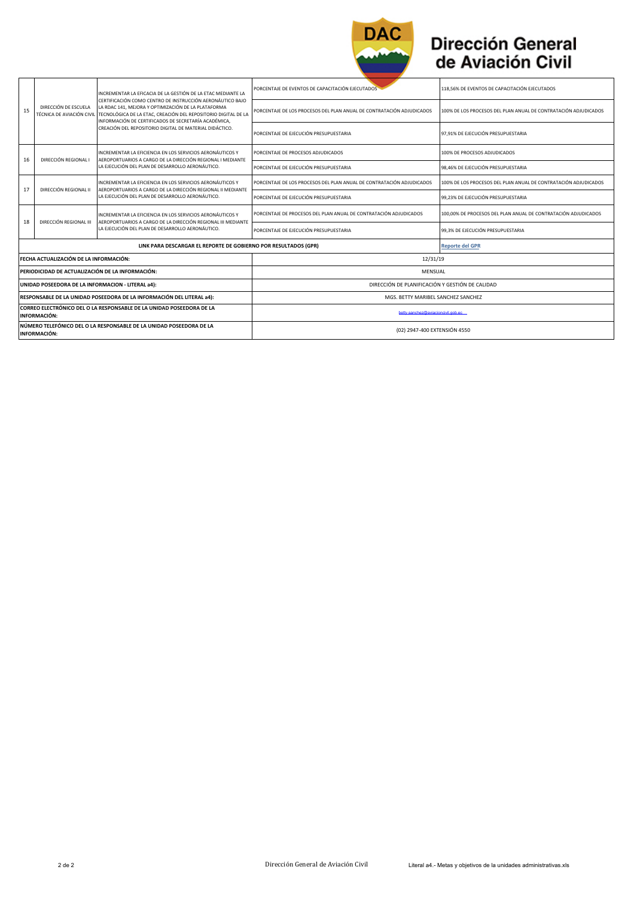# Dirección General de Aviación Civil

| | | | | |
|---|---|---|---|---|
| 15 | DIRECCIÓN DE ESCUELA TÉCNICA DE AVIACIÓN CIVIL | INCREMENTAR LA EFICACIA DE LA GESTIÓN DE LA ETAC MEDIANTE LA CERTIFICACIÓN COMO CENTRO DE INSTRUCCIÓN AERONÁUTICO BAJO LA RDAC 141, MEJORA Y OPTIMIZACIÓN DE LA PLATAFORMA TECNOLÓGICA DE LA ETAC, CREACIÓN DEL REPOSITORIO DIGITAL DE LA INFORMACIÓN DE CERTIFICADOS DE SECRETARÍA ACADÉMICA, CREACIÓN DEL REPOSITORIO DIGITAL DE MATERIAL DIDÁCTICO. | PORCENTAJE DE EVENTOS DE CAPACITACIÓN EJECUTADOS | 118,56% DE EVENTOS DE CAPACITACIÓN EJECUTADOS |
| | | | PORCENTAJE DE LOS PROCESOS DEL PLAN ANUAL DE CONTRATACIÓN ADJUDICADOS | 100% DE LOS PROCESOS DEL PLAN ANUAL DE CONTRATACIÓN ADJUDICADOS |
| | | | PORCENTAJE DE EJECUCIÓN PRESUPUESTARIA | 97,91% DE EJECUCIÓN PRESUPUESTARIA |
| 16 | DIRECCIÓN REGIONAL I | INCREMENTAR LA EFICIENCIA EN LOS SERVICIOS AERONÁUTICOS Y AEROPORTUARIOS A CARGO DE LA DIRECCIÓN REGIONAL I MEDIANTE LA EJECUCIÓN DEL PLAN DE DESARROLLO AERONÁUTICO. | PORCENTAJE DE PROCESOS ADJUDICADOS | 100% DE PROCESOS ADJUDICADOS |
| | | | PORCENTAJE DE EJECUCIÓN PRESUPUESTARIA | 98,46% DE EJECUCIÓN PRESUPUESTARIA |
| 17 | DIRECCIÓN REGIONAL II | INCREMENTAR LA EFICIENCIA EN LOS SERVICIOS AERONÁUTICOS Y AEROPORTUARIOS A CARGO DE LA DIRECCIÓN REGIONAL II MEDIANTE LA EJECUCIÓN DEL PLAN DE DESARROLLO AERONÁUTICO. | PORCENTAJE DE LOS PROCESOS DEL PLAN ANUAL DE CONTRATACIÓN ADJUDICADOS | 100% DE LOS PROCESOS DEL PLAN ANUAL DE CONTRATACIÓN ADJUDICADOS |
| | | | PORCENTAJE DE EJECUCIÓN PRESUPUESTARIA | 99,23% DE EJECUCIÓN PRESUPUESTARIA |
| 18 | DIRECCIÓN REGIONAL III | INCREMENTAR LA EFICIENCIA EN LOS SERVICIOS AERONÁUTICOS Y AEROPORTUARIOS A CARGO DE LA DIRECCIÓN REGIONAL III MEDIANTE LA EJECUCIÓN DEL PLAN DE DESARROLLO AERONÁUTICO. | PORCENTAJE DE PROCESOS DEL PLAN ANUAL DE CONTRATACIÓN ADJUDICADOS | 100,00% DE PROCESOS DEL PLAN ANUAL DE CONTRATACIÓN ADJUDICADOS |
| | | | PORCENTAJE DE EJECUCIÓN PRESUPUESTARIA | 99,3% DE EJECUCIÓN PRESUPUESTARIA |
| **LINK PARA DESCARGAR EL REPORTE DE GOBIERNO POR RESULTADOS (GPR)** | | | | **Reporte del GPR** |
| **FECHA ACTUALIZACIÓN DE LA INFORMACIÓN:** | | | 12/31/19 | |
| **PERIODICIDAD DE ACTUALIZACIÓN DE LA INFORMACIÓN:** | | | MENSUAL | |
| **UNIDAD POSEEDORA DE LA INFORMACION - LITERAL a4):** | | | DIRECCIÓN DE PLANIFICACIÓN Y GESTIÓN DE CALIDAD | |
| **RESPONSABLE DE LA UNIDAD POSEEDORA DE LA INFORMACIÓN DEL LITERAL a4):** | | | MGS. BETTY MARIBEL SANCHEZ SANCHEZ | |
| **CORREO ELECTRÓNICO DEL O LA RESPONSABLE DE LA UNIDAD POSEEDORA DE LA INFORMACIÓN:** | | | betty.sanchez@aviacioncivil.gob.ec | |
| **NÚMERO TELEFÓNICO DEL O LA RESPONSABLE DE LA UNIDAD POSEEDORA DE LA INFORMACIÓN:** | | | (02) 2947-400 EXTENSIÓN 4550 | |